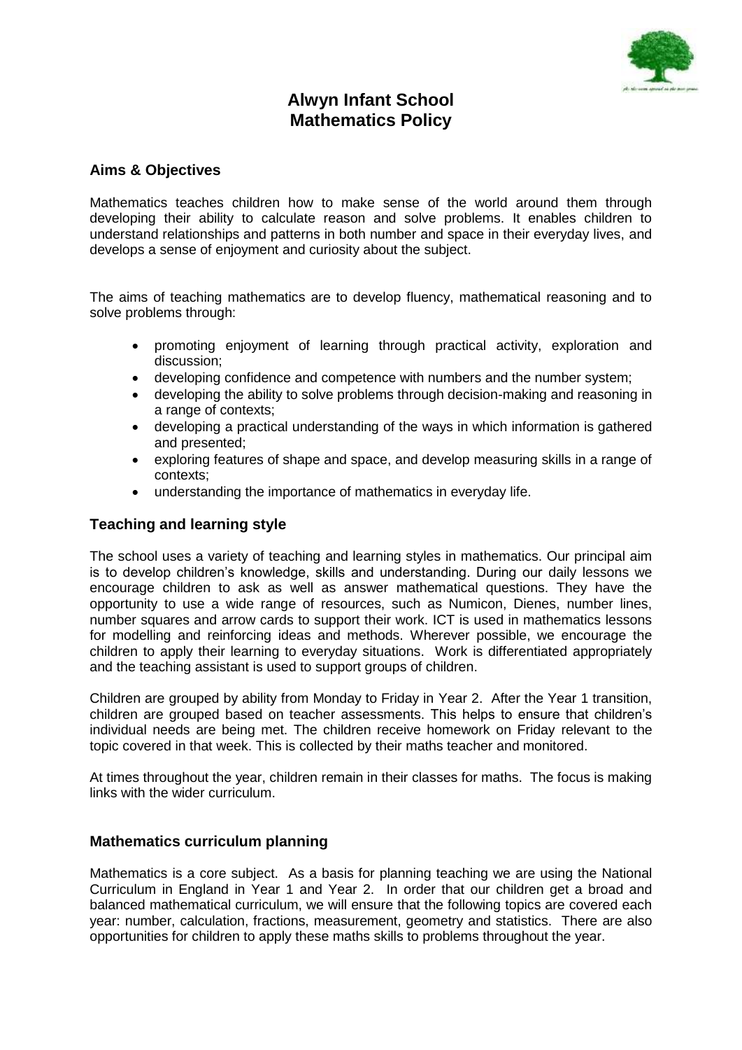# Alwyn Infant School
# Mathematics Policy

## Aims & Objectives

Mathematics teaches children how to make sense of the world around them through developing their ability to calculate reason and solve problems. It enables children to understand relationships and patterns in both number and space in their everyday lives, and develops a sense of enjoyment and curiosity about the subject.

The aims of teaching mathematics are to develop fluency, mathematical reasoning and to solve problems through:

- promoting enjoyment of learning through practical activity, exploration and discussion;
- developing confidence and competence with numbers and the number system;
- developing the ability to solve problems through decision-making and reasoning in a range of contexts;
- developing a practical understanding of the ways in which information is gathered and presented;
- exploring features of shape and space, and develop measuring skills in a range of contexts;
- understanding the importance of mathematics in everyday life.

## Teaching and learning style

The school uses a variety of teaching and learning styles in mathematics. Our principal aim is to develop children's knowledge, skills and understanding. During our daily lessons we encourage children to ask as well as answer mathematical questions. They have the opportunity to use a wide range of resources, such as Numicon, Dienes, number lines, number squares and arrow cards to support their work. ICT is used in mathematics lessons for modelling and reinforcing ideas and methods. Wherever possible, we encourage the children to apply their learning to everyday situations. Work is differentiated appropriately and the teaching assistant is used to support groups of children.

Children are grouped by ability from Monday to Friday in Year 2. After the Year 1 transition, children are grouped based on teacher assessments. This helps to ensure that children's individual needs are being met. The children receive homework on Friday relevant to the topic covered in that week. This is collected by their maths teacher and monitored.

At times throughout the year, children remain in their classes for maths. The focus is making links with the wider curriculum.

## Mathematics curriculum planning

Mathematics is a core subject. As a basis for planning teaching we are using the National Curriculum in England in Year 1 and Year 2. In order that our children get a broad and balanced mathematical curriculum, we will ensure that the following topics are covered each year: number, calculation, fractions, measurement, geometry and statistics. There are also opportunities for children to apply these maths skills to problems throughout the year.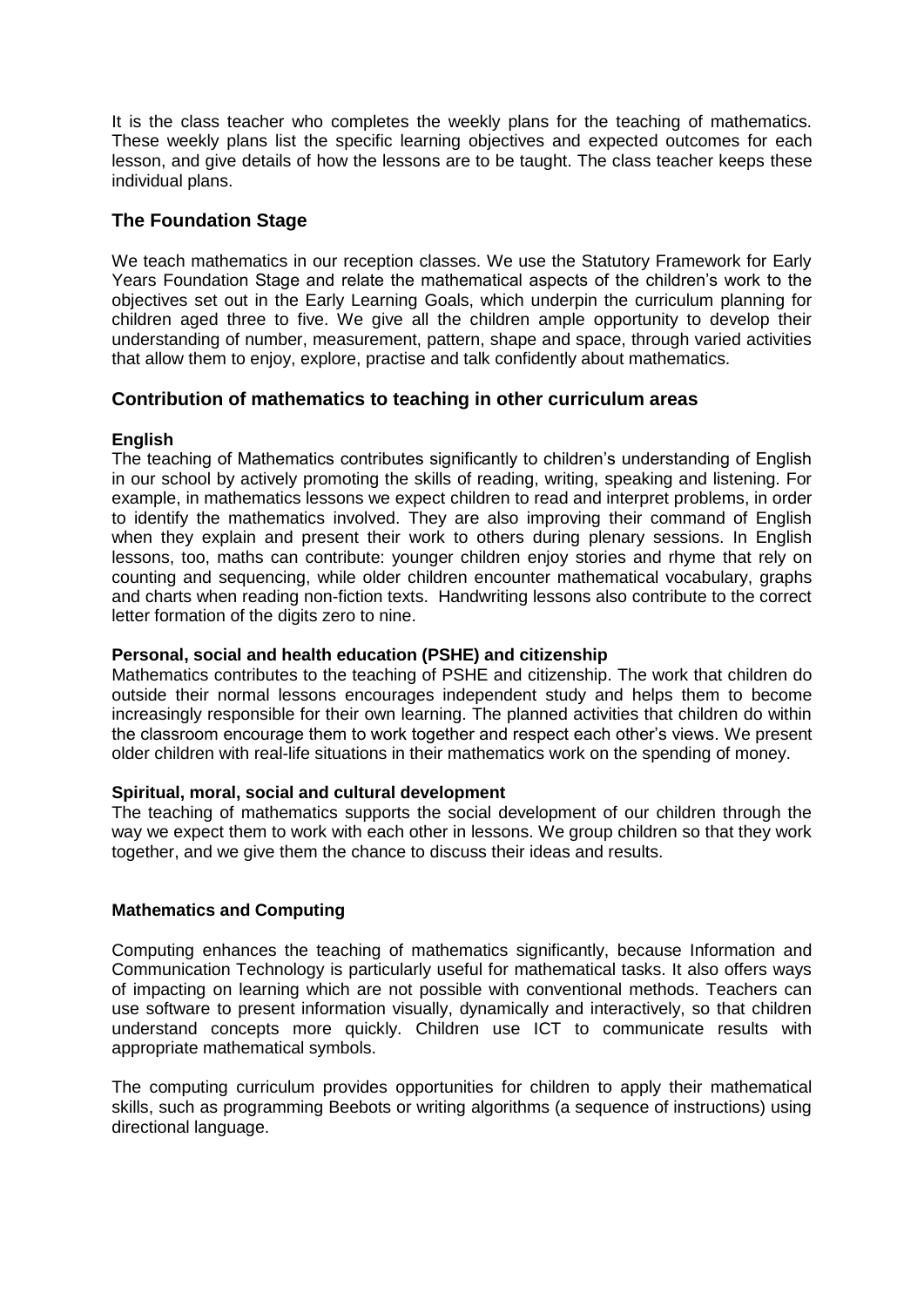It is the class teacher who completes the weekly plans for the teaching of mathematics. These weekly plans list the specific learning objectives and expected outcomes for each lesson, and give details of how the lessons are to be taught. The class teacher keeps these individual plans.

## The Foundation Stage

We teach mathematics in our reception classes. We use the Statutory Framework for Early Years Foundation Stage and relate the mathematical aspects of the children's work to the objectives set out in the Early Learning Goals, which underpin the curriculum planning for children aged three to five. We give all the children ample opportunity to develop their understanding of number, measurement, pattern, shape and space, through varied activities that allow them to enjoy, explore, practise and talk confidently about mathematics.

## Contribution of mathematics to teaching in other curriculum areas

### English

The teaching of Mathematics contributes significantly to children's understanding of English in our school by actively promoting the skills of reading, writing, speaking and listening. For example, in mathematics lessons we expect children to read and interpret problems, in order to identify the mathematics involved. They are also improving their command of English when they explain and present their work to others during plenary sessions. In English lessons, too, maths can contribute: younger children enjoy stories and rhyme that rely on counting and sequencing, while older children encounter mathematical vocabulary, graphs and charts when reading non-fiction texts. Handwriting lessons also contribute to the correct letter formation of the digits zero to nine.

### Personal, social and health education (PSHE) and citizenship

Mathematics contributes to the teaching of PSHE and citizenship. The work that children do outside their normal lessons encourages independent study and helps them to become increasingly responsible for their own learning. The planned activities that children do within the classroom encourage them to work together and respect each other's views. We present older children with real-life situations in their mathematics work on the spending of money.

### Spiritual, moral, social and cultural development

The teaching of mathematics supports the social development of our children through the way we expect them to work with each other in lessons. We group children so that they work together, and we give them the chance to discuss their ideas and results.

### Mathematics and Computing

Computing enhances the teaching of mathematics significantly, because Information and Communication Technology is particularly useful for mathematical tasks. It also offers ways of impacting on learning which are not possible with conventional methods. Teachers can use software to present information visually, dynamically and interactively, so that children understand concepts more quickly. Children use ICT to communicate results with appropriate mathematical symbols.

The computing curriculum provides opportunities for children to apply their mathematical skills, such as programming Beebots or writing algorithms (a sequence of instructions) using directional language.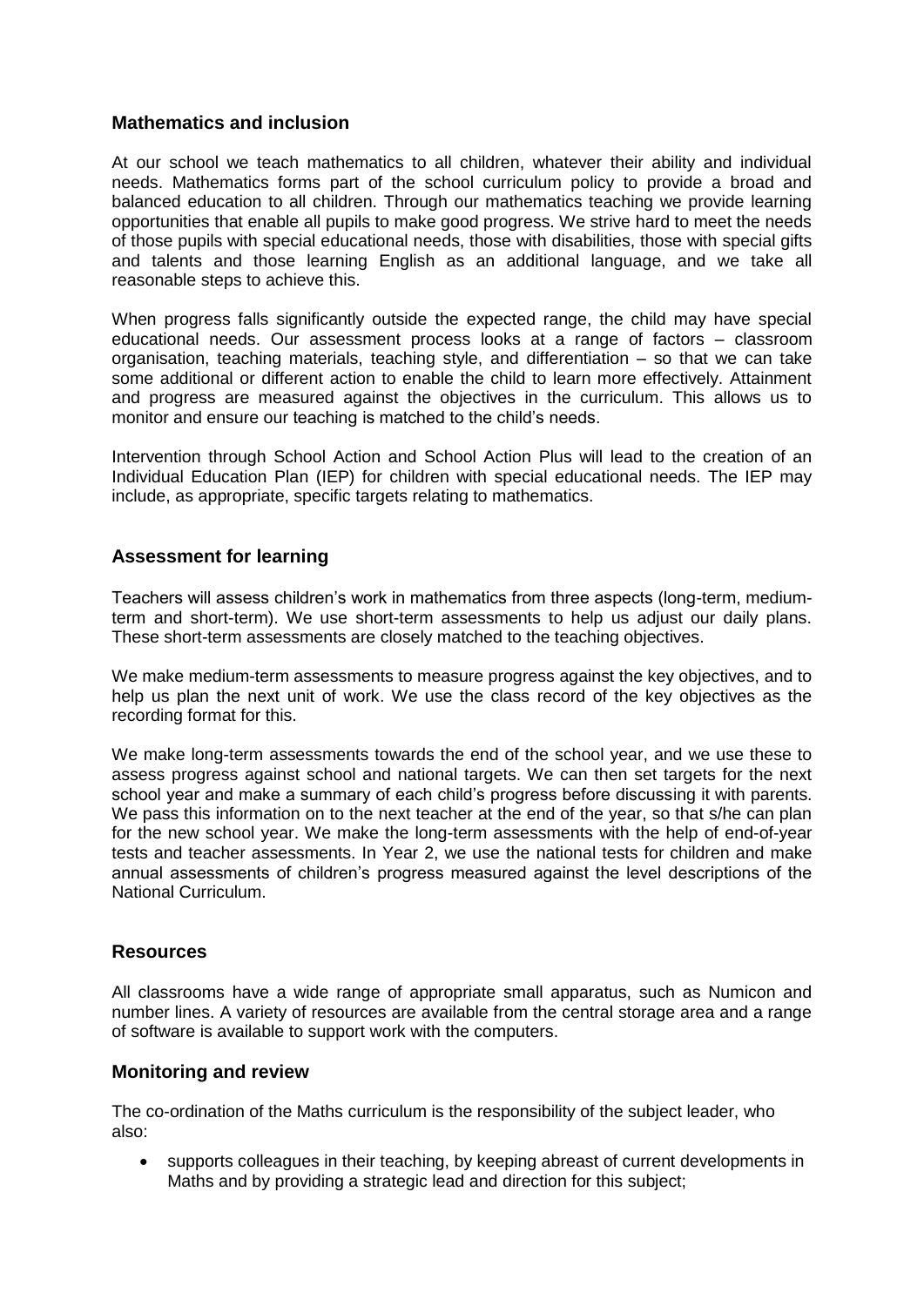## Mathematics and inclusion

At our school we teach mathematics to all children, whatever their ability and individual needs. Mathematics forms part of the school curriculum policy to provide a broad and balanced education to all children. Through our mathematics teaching we provide learning opportunities that enable all pupils to make good progress. We strive hard to meet the needs of those pupils with special educational needs, those with disabilities, those with special gifts and talents and those learning English as an additional language, and we take all reasonable steps to achieve this.

When progress falls significantly outside the expected range, the child may have special educational needs. Our assessment process looks at a range of factors – classroom organisation, teaching materials, teaching style, and differentiation – so that we can take some additional or different action to enable the child to learn more effectively. Attainment and progress are measured against the objectives in the curriculum. This allows us to monitor and ensure our teaching is matched to the child's needs.

Intervention through School Action and School Action Plus will lead to the creation of an Individual Education Plan (IEP) for children with special educational needs. The IEP may include, as appropriate, specific targets relating to mathematics.

## Assessment for learning

Teachers will assess children's work in mathematics from three aspects (long-term, medium-term and short-term). We use short-term assessments to help us adjust our daily plans. These short-term assessments are closely matched to the teaching objectives.

We make medium-term assessments to measure progress against the key objectives, and to help us plan the next unit of work. We use the class record of the key objectives as the recording format for this.

We make long-term assessments towards the end of the school year, and we use these to assess progress against school and national targets. We can then set targets for the next school year and make a summary of each child's progress before discussing it with parents. We pass this information on to the next teacher at the end of the year, so that s/he can plan for the new school year. We make the long-term assessments with the help of end-of-year tests and teacher assessments. In Year 2, we use the national tests for children and make annual assessments of children's progress measured against the level descriptions of the National Curriculum.

## Resources

All classrooms have a wide range of appropriate small apparatus, such as Numicon and number lines. A variety of resources are available from the central storage area and a range of software is available to support work with the computers.

## Monitoring and review

The co-ordination of the Maths curriculum is the responsibility of the subject leader, who also:

- supports colleagues in their teaching, by keeping abreast of current developments in Maths and by providing a strategic lead and direction for this subject;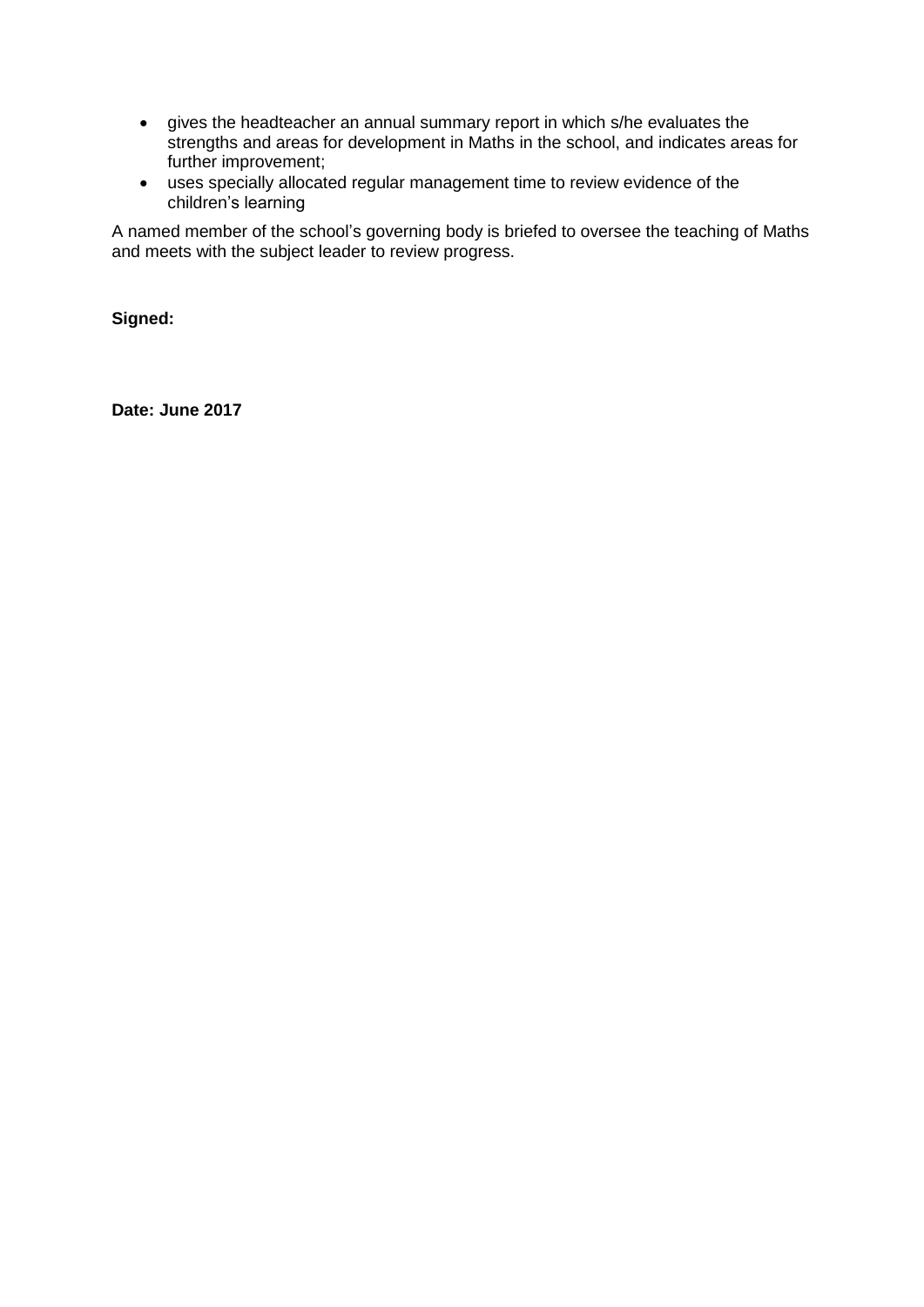- gives the headteacher an annual summary report in which s/he evaluates the strengths and areas for development in Maths in the school, and indicates areas for further improvement;
- uses specially allocated regular management time to review evidence of the children's learning

A named member of the school's governing body is briefed to oversee the teaching of Maths and meets with the subject leader to review progress.

**Signed:**

**Date: June 2017**